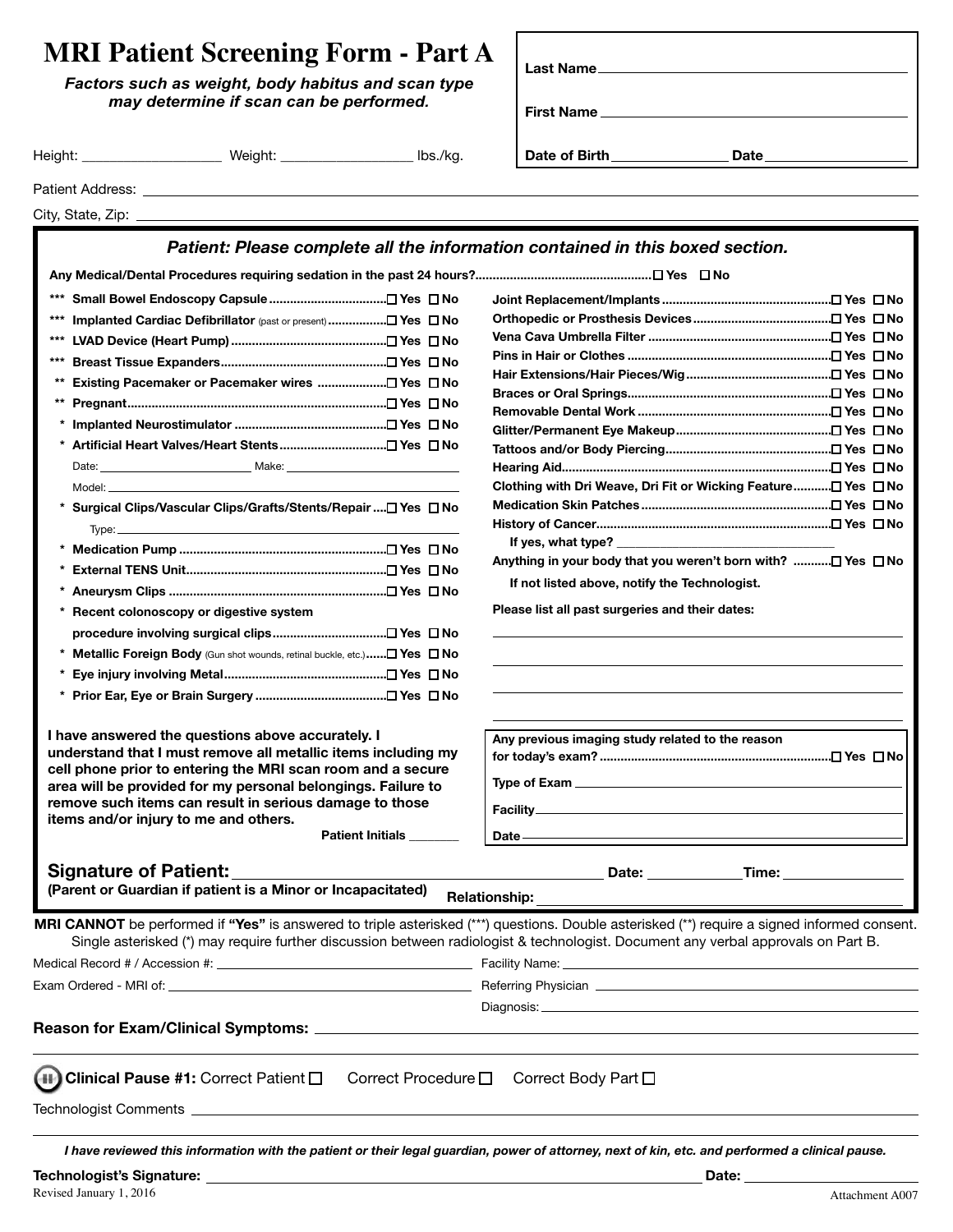# MRI Patient Screening Form - Part A

***Factors such as weight, body habitus and scan type may determine if scan can be performed.***

**Last Name** ____________________

**First Name** ____________________

**Date of Birth** ______________ **Date** ______________

Height: ______________ Weight: ______________ lbs./kg.

Patient Address: ____________________________________________

City, State, Zip: ____________________________________________

***Patient: Please complete all the information contained in this boxed section.***

**Any Medical/Dental Procedures requiring sedation in the past 24 hours?** ☐ Yes ☐ No

- *** **Small Bowel Endoscopy Capsule** ☐ Yes ☐ No
- *** **Implanted Cardiac Defibrillator** (past or present) ☐ Yes ☐ No
- *** **LVAD Device (Heart Pump)** ☐ Yes ☐ No
- *** **Breast Tissue Expanders** ☐ Yes ☐ No
- ** **Existing Pacemaker or Pacemaker wires** ☐ Yes ☐ No
- ** **Pregnant** ☐ Yes ☐ No
- * **Implanted Neurostimulator** ☐ Yes ☐ No
- * **Artificial Heart Valves/Heart Stents** ☐ Yes ☐ No
  - Date: ______________ Make: ______________
  - Model: ______________
- * **Surgical Clips/Vascular Clips/Grafts/Stents/Repair** ☐ Yes ☐ No
  - Type: ______________
- * **Medication Pump** ☐ Yes ☐ No
- * **External TENS Unit** ☐ Yes ☐ No
- * **Aneurysm Clips** ☐ Yes ☐ No
- * **Recent colonoscopy or digestive system procedure involving surgical clips** ☐ Yes ☐ No
- * **Metallic Foreign Body** (Gun shot wounds, retinal buckle, etc.) ☐ Yes ☐ No
- * **Eye injury involving Metal** ☐ Yes ☐ No
- * **Prior Ear, Eye or Brain Surgery** ☐ Yes ☐ No

- **Joint Replacement/Implants** ☐ Yes ☐ No
- **Orthopedic or Prosthesis Devices** ☐ Yes ☐ No
- **Vena Cava Umbrella Filter** ☐ Yes ☐ No
- **Pins in Hair or Clothes** ☐ Yes ☐ No
- **Hair Extensions/Hair Pieces/Wig** ☐ Yes ☐ No
- **Braces or Oral Springs** ☐ Yes ☐ No
- **Removable Dental Work** ☐ Yes ☐ No
- **Glitter/Permanent Eye Makeup** ☐ Yes ☐ No
- **Tattoos and/or Body Piercing** ☐ Yes ☐ No
- **Hearing Aid** ☐ Yes ☐ No
- **Clothing with Dri Weave, Dri Fit or Wicking Feature** ☐ Yes ☐ No
- **Medication Skin Patches** ☐ Yes ☐ No
- **History of Cancer** ☐ Yes ☐ No
  - **If yes, what type?** ______________
- **Anything in your body that you weren't born with?** ☐ Yes ☐ No
  - **If not listed above, notify the Technologist.**

**Please list all past surgeries and their dates:**

____________________________________________

____________________________________________

____________________________________________

**I have answered the questions above accurately. I understand that I must remove all metallic items including my cell phone prior to entering the MRI scan room and a secure area will be provided for my personal belongings. Failure to remove such items can result in serious damage to those items and/or injury to me and others.**

**Patient Initials** ________

**Any previous imaging study related to the reason for today's exam?** ☐ Yes ☐ No

**Type of Exam** ______________

**Facility** ______________

**Date** ______________

**Signature of Patient:** ______________________ **Date:** __________ **Time:** __________

**(Parent or Guardian if patient is a Minor or Incapacitated)** **Relationship:** ______________

**MRI CANNOT** be performed if **"Yes"** is answered to triple asterisked (***) questions. Double asterisked (**) require a signed informed consent. Single asterisked (*) may require further discussion between radiologist & technologist. Document any verbal approvals on Part B.

Medical Record # / Accession #: ______________ Facility Name: ______________

Exam Ordered - MRI of: ______________ Referring Physician ______________

Diagnosis: ______________

**Reason for Exam/Clinical Symptoms:** ____________________________________________

**Clinical Pause #1:** Correct Patient ☐ Correct Procedure ☐ Correct Body Part ☐

Technologist Comments ____________________________________________

***I have reviewed this information with the patient or their legal guardian, power of attorney, next of kin, etc. and performed a clinical pause.***

**Technologist's Signature:** ______________________ **Date:** ______________

Revised January 1, 2016

Attachment A007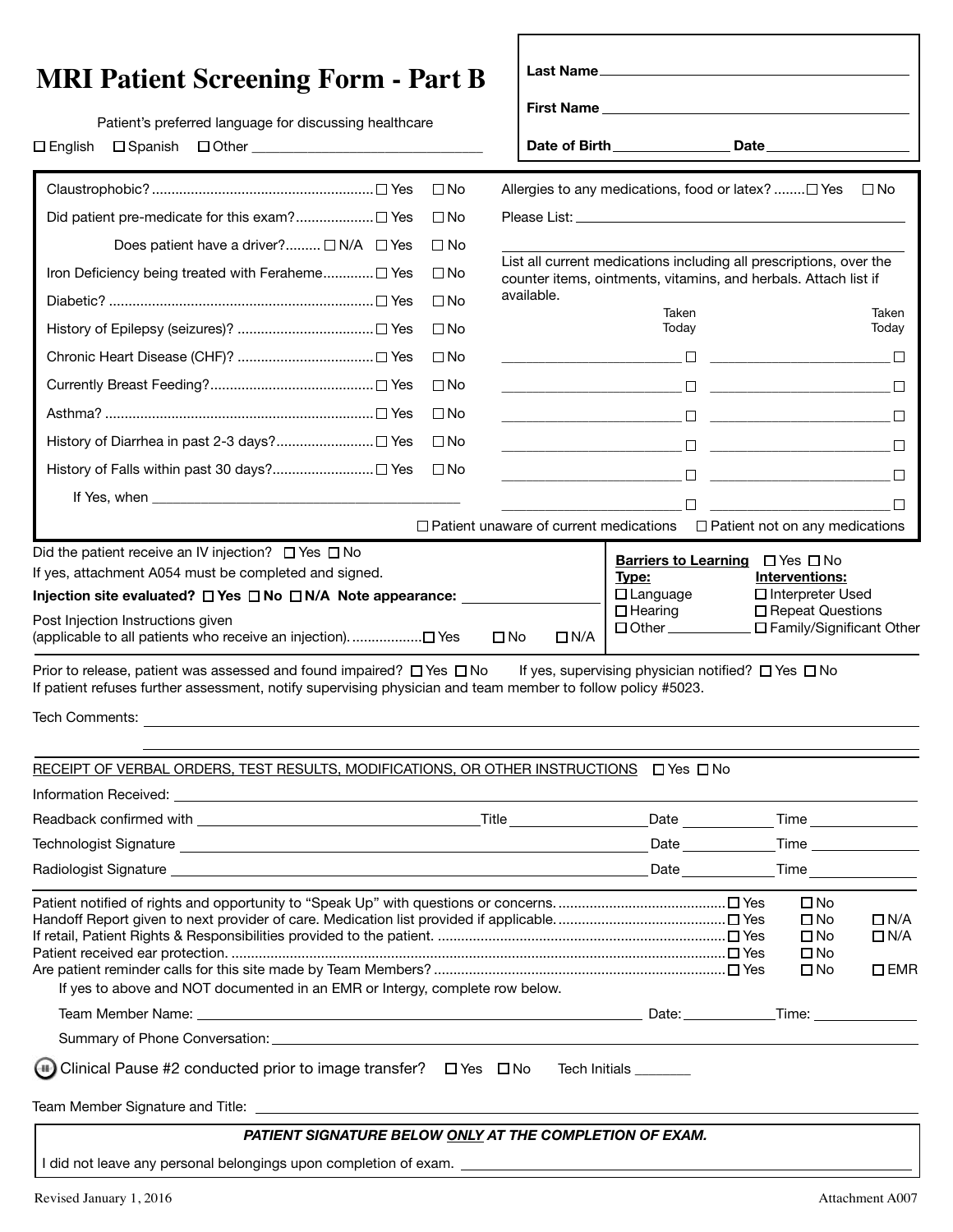# MRI Patient Screening Form - Part B

Patient's preferred language for discussing healthcare

☐ English ☐ Spanish ☐ Other ______________________________

Last Name ________________________________________

First Name ________________________________________

Date of Birth ______________ Date ________________

| | | |
|---|---|---|
| Claustrophobic? | ☐ Yes | ☐ No |
| Did patient pre-medicate for this exam? | ☐ Yes | ☐ No |
| Does patient have a driver? ☐ N/A | ☐ Yes | ☐ No |
| Iron Deficiency being treated with Feraheme | ☐ Yes | ☐ No |
| Diabetic? | ☐ Yes | ☐ No |
| History of Epilepsy (seizures)? | ☐ Yes | ☐ No |
| Chronic Heart Disease (CHF)? | ☐ Yes | ☐ No |
| Currently Breast Feeding? | ☐ Yes | ☐ No |
| Asthma? | ☐ Yes | ☐ No |
| History of Diarrhea in past 2-3 days? | ☐ Yes | ☐ No |
| History of Falls within past 30 days? | ☐ Yes | ☐ No |

If Yes, when ________________________________________

Allergies to any medications, food or latex? ☐ Yes ☐ No

Please List: ________________________________________

________________________________________

List all current medications including all prescriptions, over the counter items, ointments, vitamins, and herbals. Attach list if available.

| Medication | Taken Today | Medication | Taken Today |
|---|---|---|---|
| ____________ | ☐ | ____________ | ☐ |
| ____________ | ☐ | ____________ | ☐ |
| ____________ | ☐ | ____________ | ☐ |
| ____________ | ☐ | ____________ | ☐ |
| ____________ | ☐ | ____________ | ☐ |
| ____________ | ☐ | ____________ | ☐ |

☐ Patient unaware of current medications ☐ Patient not on any medications

Did the patient receive an IV injection? ☐ Yes ☐ No

If yes, attachment A054 must be completed and signed.

**Injection site evaluated? ☐ Yes ☐ No ☐ N/A Note appearance:** ______________

Post Injection Instructions given (applicable to all patients who receive an injection). ☐ Yes ☐ No ☐ N/A

**Barriers to Learning** ☐ Yes ☐ No

| **Type:** | **Interventions:** |
|---|---|
| ☐ Language | ☐ Interpreter Used |
| ☐ Hearing | ☐ Repeat Questions |
| ☐ Other ________ | ☐ Family/Significant Other |

Prior to release, patient was assessed and found impaired? ☐ Yes ☐ No If yes, supervising physician notified? ☐ Yes ☐ No

If patient refuses further assessment, notify supervising physician and team member to follow policy #5023.

Tech Comments: ________________________________________

________________________________________

RECEIPT OF VERBAL ORDERS, TEST RESULTS, MODIFICATIONS, OR OTHER INSTRUCTIONS ☐ Yes ☐ No

Information Received: ________________________________________

Readback confirmed with ____________________ Title ____________ Date __________ Time __________

Technologist Signature ________________________________ Date __________ Time __________

Radiologist Signature ________________________________ Date __________ Time __________

| | | | |
|---|---|---|---|
| Patient notified of rights and opportunity to "Speak Up" with questions or concerns. | ☐ Yes | ☐ No | |
| Handoff Report given to next provider of care. Medication list provided if applicable. | ☐ Yes | ☐ No | ☐ N/A |
| If retail, Patient Rights & Responsibilities provided to the patient. | ☐ Yes | ☐ No | ☐ N/A |
| Patient received ear protection. | ☐ Yes | ☐ No | |
| Are patient reminder calls for this site made by Team Members? | ☐ Yes | ☐ No | ☐ EMR |

If yes to above and NOT documented in an EMR or Intergy, complete row below.

Team Member Name: ________________________________ Date: __________ Time: __________

Summary of Phone Conversation: ________________________________________

Clinical Pause #2 conducted prior to image transfer? ☐ Yes ☐ No Tech Initials _______

Team Member Signature and Title: ________________________________________

***PATIENT SIGNATURE BELOW ONLY AT THE COMPLETION OF EXAM.***

I did not leave any personal belongings upon completion of exam. ________________________________

Revised January 1, 2016

Attachment A007